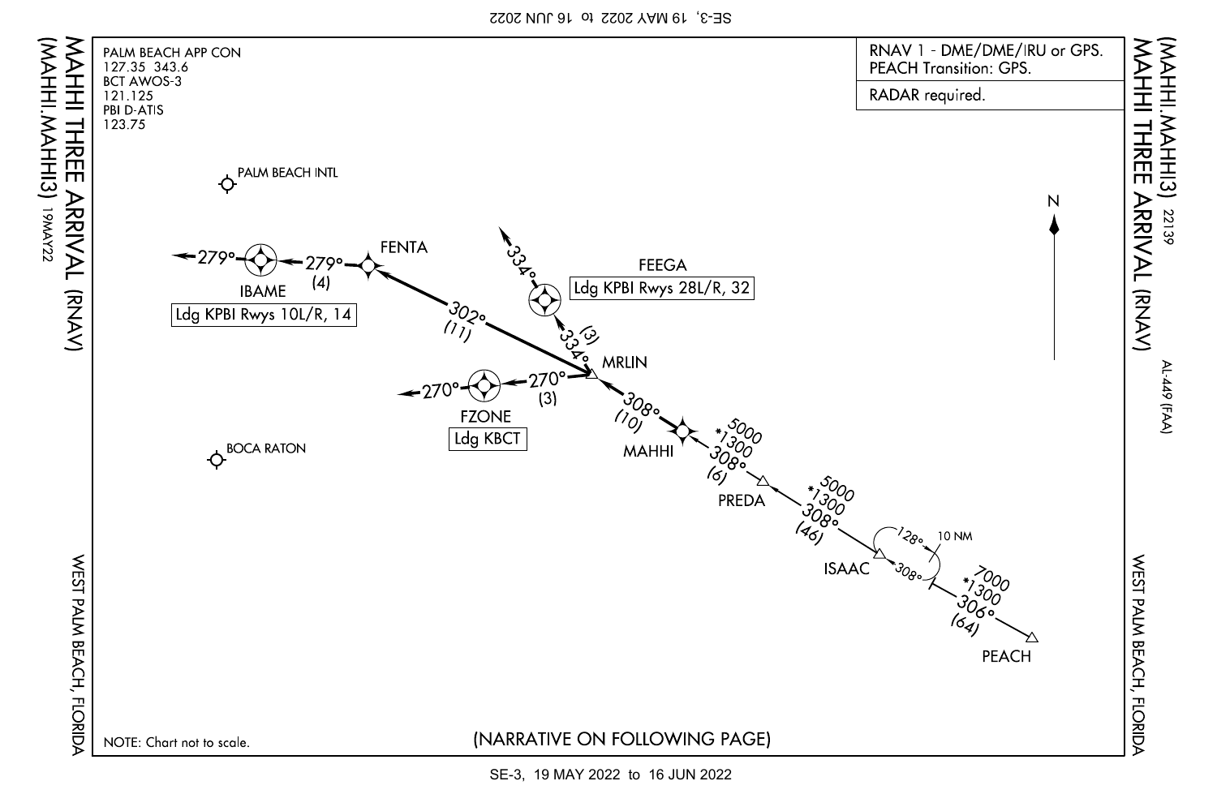# MAHHI THREE ARRIVAL (RNAV)
## (MAHHI.MAHHI3)

WEST PALM BEACH, FLORIDA

PALM BEACH APP CON
127.35 343.6
BCT AWOS-3
121.125
PBI D-ATIS
123.75

RNAV 1 - DME/DME/IRU or GPS.
PEACH Transition: GPS.

RADAR required.

PALM BEACH INTL

BOCA RATON

IBAME — Ldg KPBI Rwys 10L/R, 14

FEEGA — Ldg KPBI Rwys 28L/R, 32

FZONE — Ldg KBCT

| Segment | Course | Distance | Altitude |
|---|---|---|---|
| PEACH – ISAAC | 306° | (64) | 7000 / *1300 |
| ISAAC – PREDA | 308° | (46) | 5000 / *1300 |
| PREDA – MAHHI | 308° | (6) | 5000 / *1300 |
| MAHHI – MRLIN | 308° | (10) | |
| MRLIN – FENTA | 302° | (11) | |
| FENTA – IBAME | 279° | (4) | |
| IBAME | 279° | | |
| MRLIN – FEEGA | 334° | (3) | |
| FEEGA | 334° | | |
| MRLIN – FZONE | 270° | (3) | |
| FZONE | 270° | | |

Holding at ISAAC: 128° / 308°, 10 NM

NOTE: Chart not to scale.

(NARRATIVE ON FOLLOWING PAGE)

19MAY22

22139

AL-449 (FAA)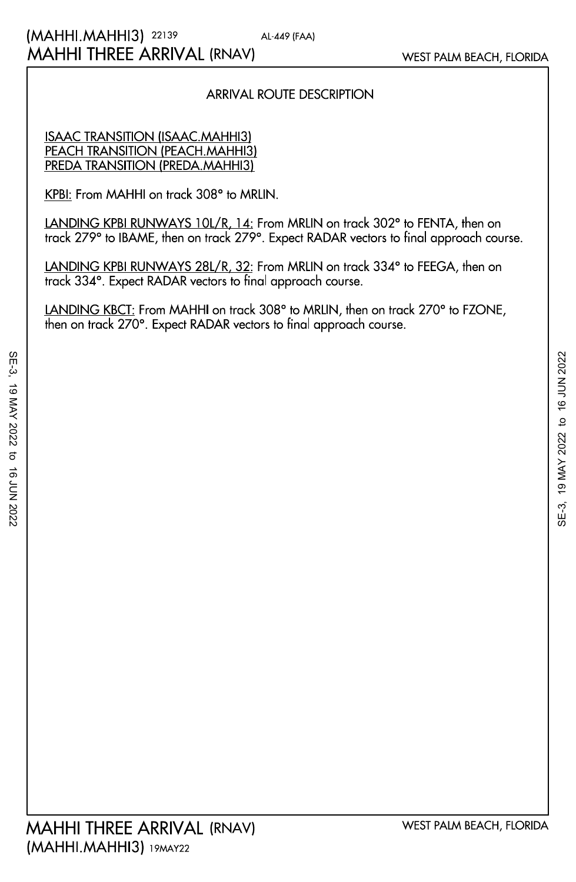# (MAHHI.MAHHI3) 22139 AL-449 (FAA)
# MAHHI THREE ARRIVAL (RNAV)

WEST PALM BEACH, FLORIDA

## ARRIVAL ROUTE DESCRIPTION

ISAAC TRANSITION (ISAAC.MAHHI3)
PEACH TRANSITION (PEACH.MAHHI3)
PREDA TRANSITION (PREDA.MAHHI3)

KPBI: From MAHHI on track 308° to MRLIN.

LANDING KPBI RUNWAYS 10L/R, 14: From MRLIN on track 302° to FENTA, then on track 279° to IBAME, then on track 279°. Expect RADAR vectors to final approach course.

LANDING KPBI RUNWAYS 28L/R, 32: From MRLIN on track 334° to FEEGA, then on track 334°. Expect RADAR vectors to final approach course.

LANDING KBCT: From MAHHI on track 308° to MRLIN, then on track 270° to FZONE, then on track 270°. Expect RADAR vectors to final approach course.

MAHHI THREE ARRIVAL (RNAV)
(MAHHI.MAHHI3) 19MAY22

WEST PALM BEACH, FLORIDA